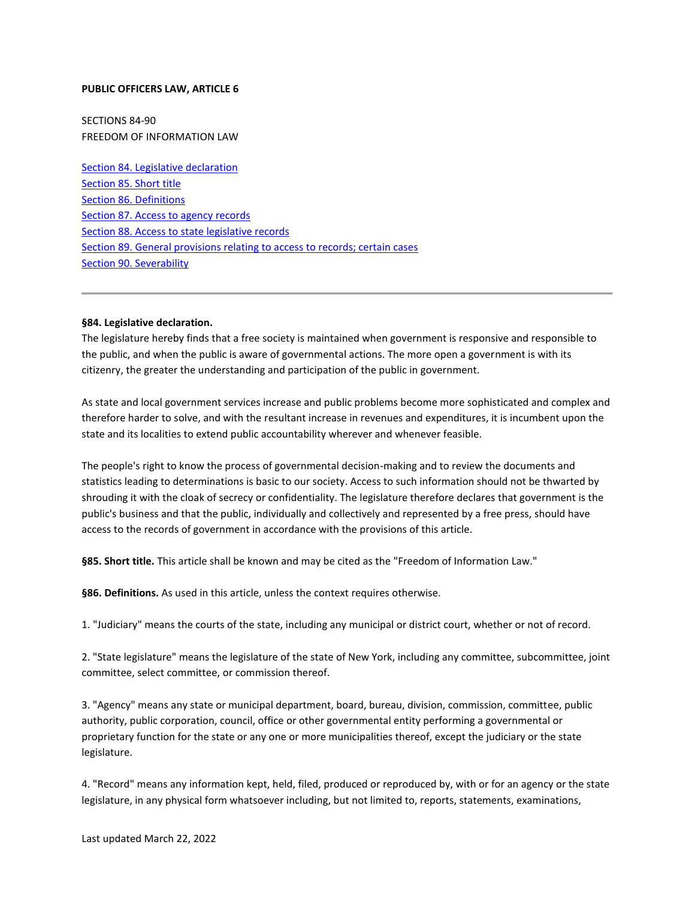**PUBLIC OFFICERS LAW, ARTICLE 6**

SECTIONS 84-90
FREEDOM OF INFORMATION LAW

[Section 84. Legislative declaration](#)
[Section 85. Short title](#)
[Section 86. Definitions](#)
[Section 87. Access to agency records](#)
[Section 88. Access to state legislative records](#)
[Section 89. General provisions relating to access to records; certain cases](#)
[Section 90. Severability](#)

---

**§84. Legislative declaration.**
The legislature hereby finds that a free society is maintained when government is responsive and responsible to the public, and when the public is aware of governmental actions. The more open a government is with its citizenry, the greater the understanding and participation of the public in government.

As state and local government services increase and public problems become more sophisticated and complex and therefore harder to solve, and with the resultant increase in revenues and expenditures, it is incumbent upon the state and its localities to extend public accountability wherever and whenever feasible.

The people's right to know the process of governmental decision-making and to review the documents and statistics leading to determinations is basic to our society. Access to such information should not be thwarted by shrouding it with the cloak of secrecy or confidentiality. The legislature therefore declares that government is the public's business and that the public, individually and collectively and represented by a free press, should have access to the records of government in accordance with the provisions of this article.

**§85. Short title.** This article shall be known and may be cited as the "Freedom of Information Law."

**§86. Definitions.** As used in this article, unless the context requires otherwise.

1. "Judiciary" means the courts of the state, including any municipal or district court, whether or not of record.

2. "State legislature" means the legislature of the state of New York, including any committee, subcommittee, joint committee, select committee, or commission thereof.

3. "Agency" means any state or municipal department, board, bureau, division, commission, committee, public authority, public corporation, council, office or other governmental entity performing a governmental or proprietary function for the state or any one or more municipalities thereof, except the judiciary or the state legislature.

4. "Record" means any information kept, held, filed, produced or reproduced by, with or for an agency or the state legislature, in any physical form whatsoever including, but not limited to, reports, statements, examinations,

Last updated March 22, 2022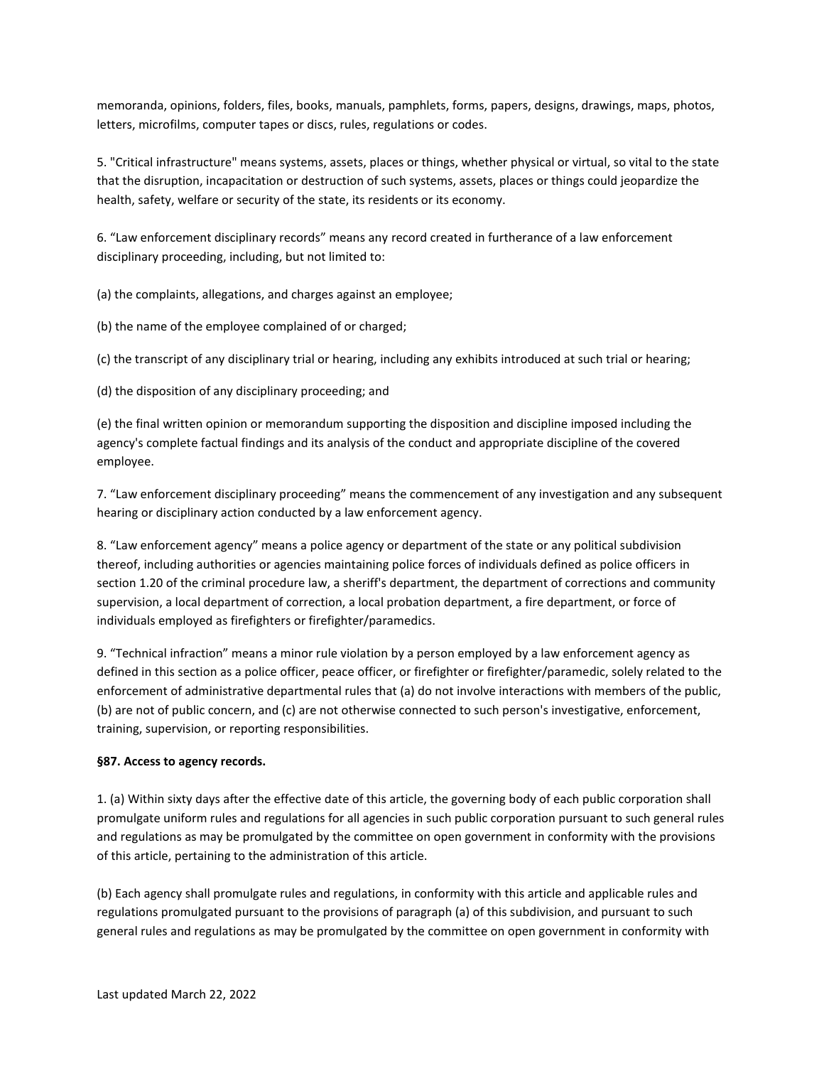memoranda, opinions, folders, files, books, manuals, pamphlets, forms, papers, designs, drawings, maps, photos, letters, microfilms, computer tapes or discs, rules, regulations or codes.

5. "Critical infrastructure" means systems, assets, places or things, whether physical or virtual, so vital to the state that the disruption, incapacitation or destruction of such systems, assets, places or things could jeopardize the health, safety, welfare or security of the state, its residents or its economy.

6. “Law enforcement disciplinary records” means any record created in furtherance of a law enforcement disciplinary proceeding, including, but not limited to:

(a) the complaints, allegations, and charges against an employee;

(b) the name of the employee complained of or charged;

(c) the transcript of any disciplinary trial or hearing, including any exhibits introduced at such trial or hearing;

(d) the disposition of any disciplinary proceeding; and

(e) the final written opinion or memorandum supporting the disposition and discipline imposed including the agency's complete factual findings and its analysis of the conduct and appropriate discipline of the covered employee.

7. “Law enforcement disciplinary proceeding” means the commencement of any investigation and any subsequent hearing or disciplinary action conducted by a law enforcement agency.

8. “Law enforcement agency” means a police agency or department of the state or any political subdivision thereof, including authorities or agencies maintaining police forces of individuals defined as police officers in section 1.20 of the criminal procedure law, a sheriff's department, the department of corrections and community supervision, a local department of correction, a local probation department, a fire department, or force of individuals employed as firefighters or firefighter/paramedics.

9. “Technical infraction” means a minor rule violation by a person employed by a law enforcement agency as defined in this section as a police officer, peace officer, or firefighter or firefighter/paramedic, solely related to the enforcement of administrative departmental rules that (a) do not involve interactions with members of the public, (b) are not of public concern, and (c) are not otherwise connected to such person's investigative, enforcement, training, supervision, or reporting responsibilities.

**§87. Access to agency records.**

1. (a) Within sixty days after the effective date of this article, the governing body of each public corporation shall promulgate uniform rules and regulations for all agencies in such public corporation pursuant to such general rules and regulations as may be promulgated by the committee on open government in conformity with the provisions of this article, pertaining to the administration of this article.

(b) Each agency shall promulgate rules and regulations, in conformity with this article and applicable rules and regulations promulgated pursuant to the provisions of paragraph (a) of this subdivision, and pursuant to such general rules and regulations as may be promulgated by the committee on open government in conformity with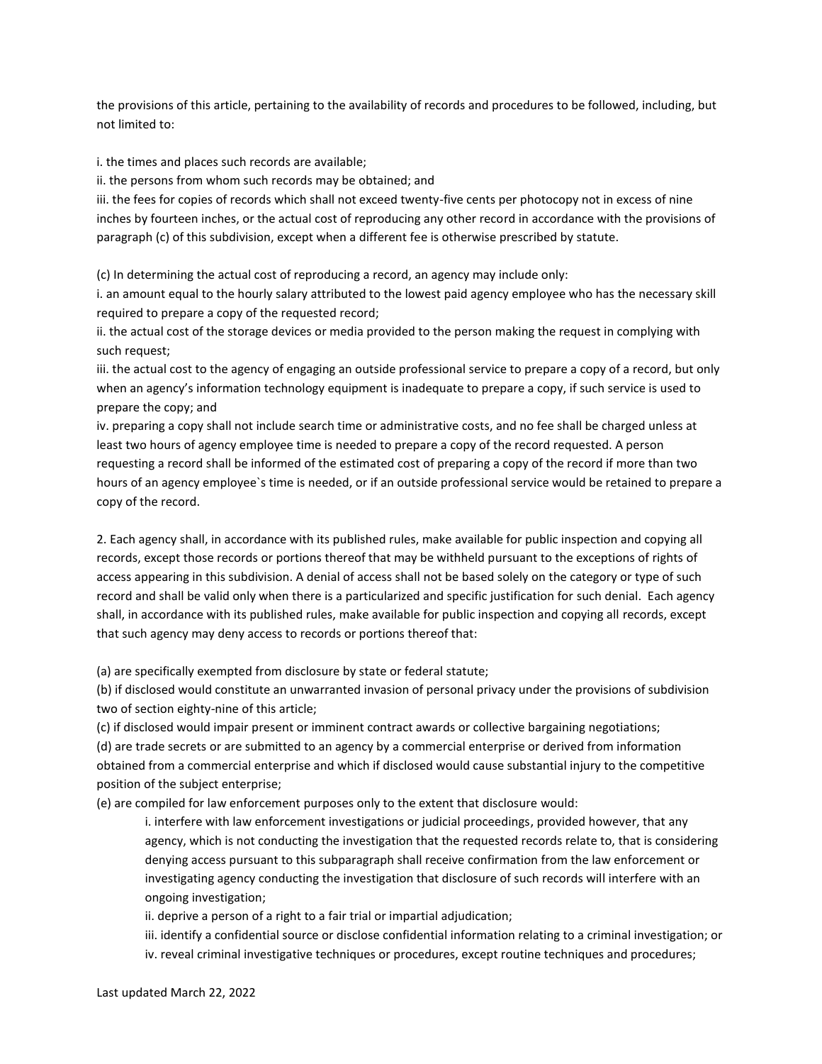the provisions of this article, pertaining to the availability of records and procedures to be followed, including, but not limited to:

i. the times and places such records are available;
ii. the persons from whom such records may be obtained; and
iii. the fees for copies of records which shall not exceed twenty-five cents per photocopy not in excess of nine inches by fourteen inches, or the actual cost of reproducing any other record in accordance with the provisions of paragraph (c) of this subdivision, except when a different fee is otherwise prescribed by statute.

(c) In determining the actual cost of reproducing a record, an agency may include only:
i. an amount equal to the hourly salary attributed to the lowest paid agency employee who has the necessary skill required to prepare a copy of the requested record;
ii. the actual cost of the storage devices or media provided to the person making the request in complying with such request;
iii. the actual cost to the agency of engaging an outside professional service to prepare a copy of a record, but only when an agency's information technology equipment is inadequate to prepare a copy, if such service is used to prepare the copy; and
iv. preparing a copy shall not include search time or administrative costs, and no fee shall be charged unless at least two hours of agency employee time is needed to prepare a copy of the record requested. A person requesting a record shall be informed of the estimated cost of preparing a copy of the record if more than two hours of an agency employee`s time is needed, or if an outside professional service would be retained to prepare a copy of the record.

2. Each agency shall, in accordance with its published rules, make available for public inspection and copying all records, except those records or portions thereof that may be withheld pursuant to the exceptions of rights of access appearing in this subdivision. A denial of access shall not be based solely on the category or type of such record and shall be valid only when there is a particularized and specific justification for such denial. Each agency shall, in accordance with its published rules, make available for public inspection and copying all records, except that such agency may deny access to records or portions thereof that:

(a) are specifically exempted from disclosure by state or federal statute;
(b) if disclosed would constitute an unwarranted invasion of personal privacy under the provisions of subdivision two of section eighty-nine of this article;
(c) if disclosed would impair present or imminent contract awards or collective bargaining negotiations;
(d) are trade secrets or are submitted to an agency by a commercial enterprise or derived from information obtained from a commercial enterprise and which if disclosed would cause substantial injury to the competitive position of the subject enterprise;
(e) are compiled for law enforcement purposes only to the extent that disclosure would:

> i. interfere with law enforcement investigations or judicial proceedings, provided however, that any agency, which is not conducting the investigation that the requested records relate to, that is considering denying access pursuant to this subparagraph shall receive confirmation from the law enforcement or investigating agency conducting the investigation that disclosure of such records will interfere with an ongoing investigation;
> ii. deprive a person of a right to a fair trial or impartial adjudication;
> iii. identify a confidential source or disclose confidential information relating to a criminal investigation; or
> iv. reveal criminal investigative techniques or procedures, except routine techniques and procedures;

Last updated March 22, 2022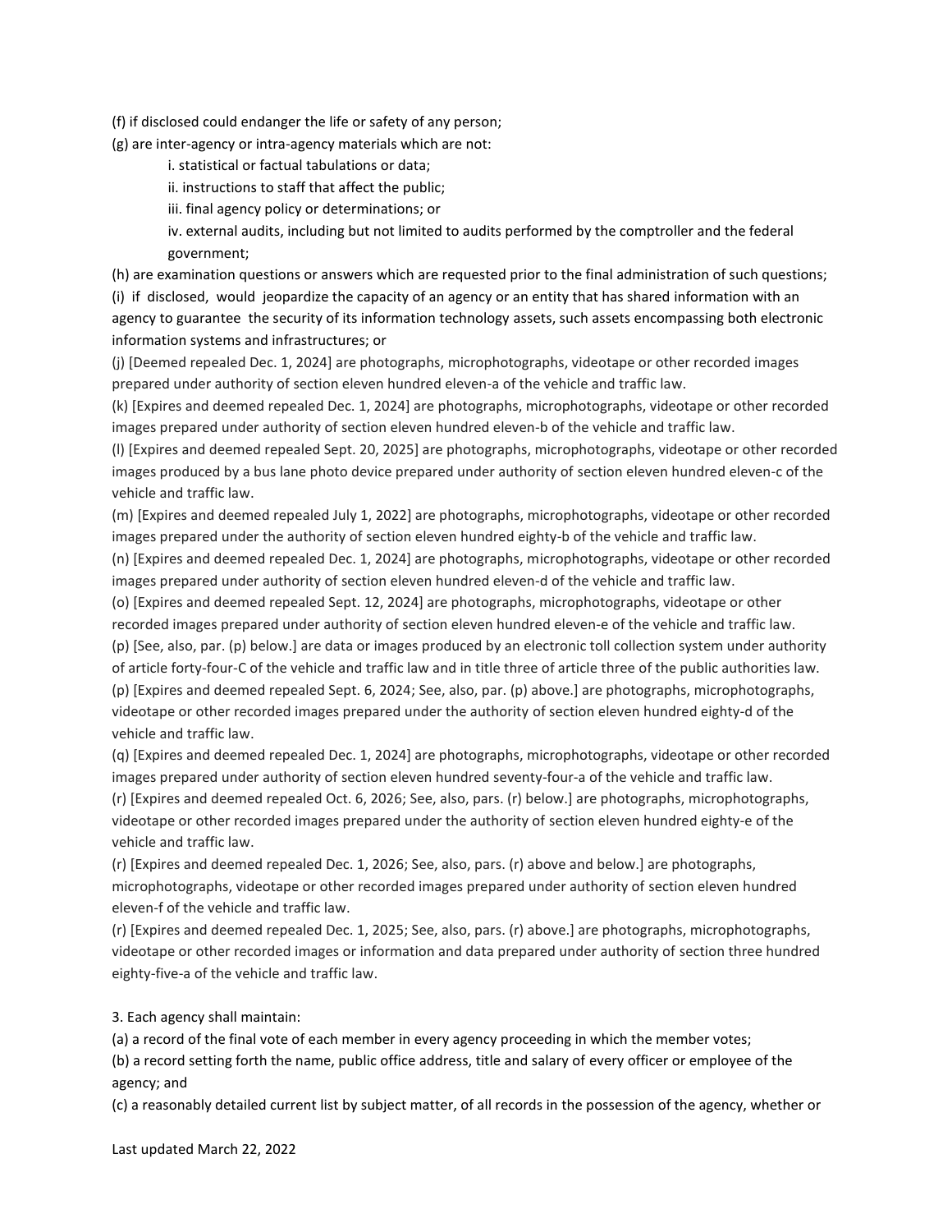(f) if disclosed could endanger the life or safety of any person;

(g) are inter-agency or intra-agency materials which are not:

i. statistical or factual tabulations or data;

ii. instructions to staff that affect the public;

iii. final agency policy or determinations; or

iv. external audits, including but not limited to audits performed by the comptroller and the federal government;

(h) are examination questions or answers which are requested prior to the final administration of such questions;

(i) if disclosed, would jeopardize the capacity of an agency or an entity that has shared information with an agency to guarantee the security of its information technology assets, such assets encompassing both electronic information systems and infrastructures; or

(j) [Deemed repealed Dec. 1, 2024] are photographs, microphotographs, videotape or other recorded images prepared under authority of section eleven hundred eleven-a of the vehicle and traffic law.

(k) [Expires and deemed repealed Dec. 1, 2024] are photographs, microphotographs, videotape or other recorded images prepared under authority of section eleven hundred eleven-b of the vehicle and traffic law.

(l) [Expires and deemed repealed Sept. 20, 2025] are photographs, microphotographs, videotape or other recorded images produced by a bus lane photo device prepared under authority of section eleven hundred eleven-c of the vehicle and traffic law.

(m) [Expires and deemed repealed July 1, 2022] are photographs, microphotographs, videotape or other recorded images prepared under the authority of section eleven hundred eighty-b of the vehicle and traffic law.

(n) [Expires and deemed repealed Dec. 1, 2024] are photographs, microphotographs, videotape or other recorded images prepared under authority of section eleven hundred eleven-d of the vehicle and traffic law.

(o) [Expires and deemed repealed Sept. 12, 2024] are photographs, microphotographs, videotape or other recorded images prepared under authority of section eleven hundred eleven-e of the vehicle and traffic law.

(p) [See, also, par. (p) below.] are data or images produced by an electronic toll collection system under authority of article forty-four-C of the vehicle and traffic law and in title three of article three of the public authorities law.

(p) [Expires and deemed repealed Sept. 6, 2024; See, also, par. (p) above.] are photographs, microphotographs, videotape or other recorded images prepared under the authority of section eleven hundred eighty-d of the vehicle and traffic law.

(q) [Expires and deemed repealed Dec. 1, 2024] are photographs, microphotographs, videotape or other recorded images prepared under authority of section eleven hundred seventy-four-a of the vehicle and traffic law.

(r) [Expires and deemed repealed Oct. 6, 2026; See, also, pars. (r) below.] are photographs, microphotographs, videotape or other recorded images prepared under the authority of section eleven hundred eighty-e of the vehicle and traffic law.

(r) [Expires and deemed repealed Dec. 1, 2026; See, also, pars. (r) above and below.] are photographs, microphotographs, videotape or other recorded images prepared under authority of section eleven hundred eleven-f of the vehicle and traffic law.

(r) [Expires and deemed repealed Dec. 1, 2025; See, also, pars. (r) above.] are photographs, microphotographs, videotape or other recorded images or information and data prepared under authority of section three hundred eighty-five-a of the vehicle and traffic law.

3. Each agency shall maintain:

(a) a record of the final vote of each member in every agency proceeding in which the member votes;

(b) a record setting forth the name, public office address, title and salary of every officer or employee of the agency; and

(c) a reasonably detailed current list by subject matter, of all records in the possession of the agency, whether or

Last updated March 22, 2022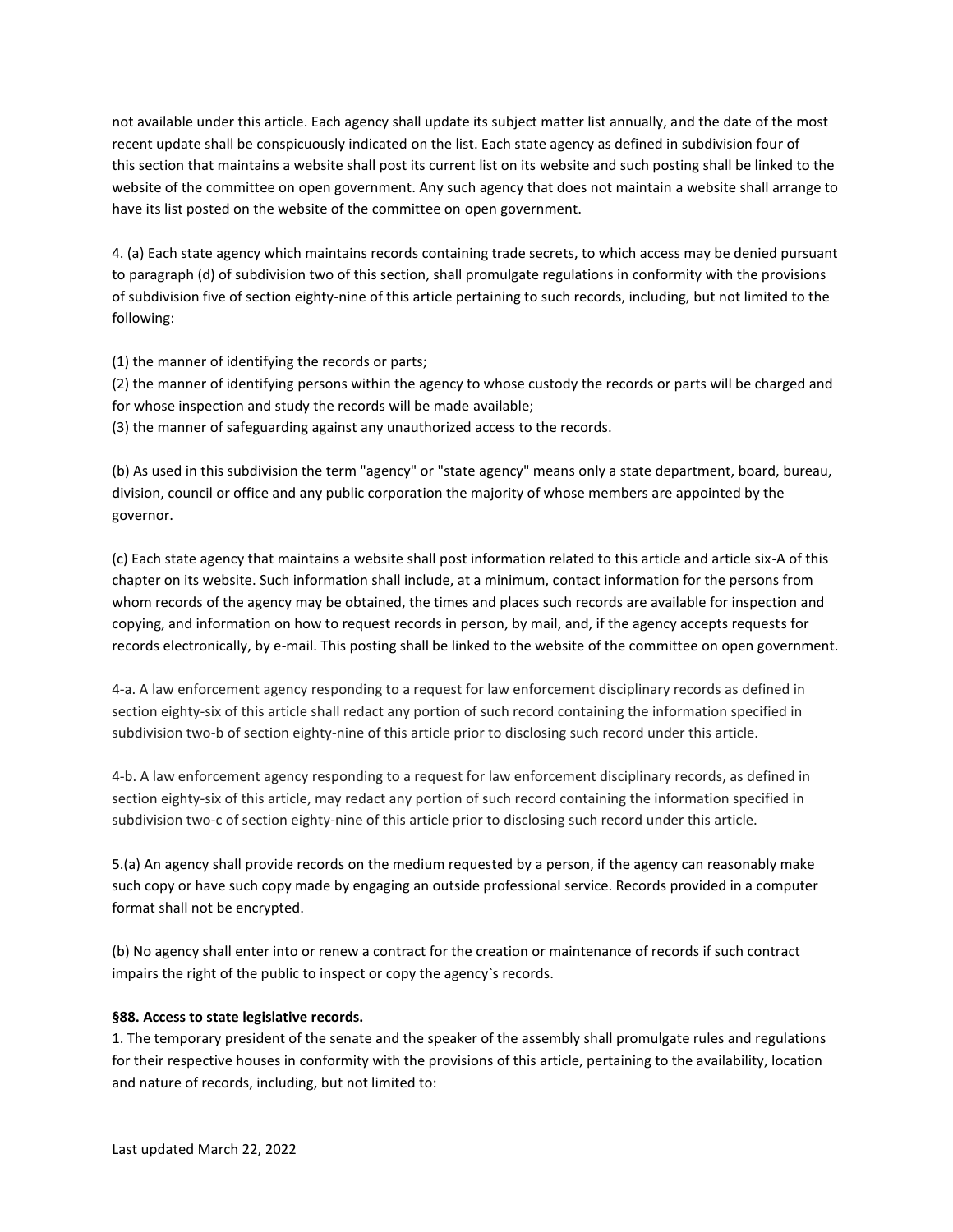not available under this article. Each agency shall update its subject matter list annually, and the date of the most recent update shall be conspicuously indicated on the list. Each state agency as defined in subdivision four of this section that maintains a website shall post its current list on its website and such posting shall be linked to the website of the committee on open government. Any such agency that does not maintain a website shall arrange to have its list posted on the website of the committee on open government.

4. (a) Each state agency which maintains records containing trade secrets, to which access may be denied pursuant to paragraph (d) of subdivision two of this section, shall promulgate regulations in conformity with the provisions of subdivision five of section eighty-nine of this article pertaining to such records, including, but not limited to the following:

(1) the manner of identifying the records or parts;
(2) the manner of identifying persons within the agency to whose custody the records or parts will be charged and for whose inspection and study the records will be made available;
(3) the manner of safeguarding against any unauthorized access to the records.

(b) As used in this subdivision the term "agency" or "state agency" means only a state department, board, bureau, division, council or office and any public corporation the majority of whose members are appointed by the governor.

(c) Each state agency that maintains a website shall post information related to this article and article six-A of this chapter on its website. Such information shall include, at a minimum, contact information for the persons from whom records of the agency may be obtained, the times and places such records are available for inspection and copying, and information on how to request records in person, by mail, and, if the agency accepts requests for records electronically, by e-mail. This posting shall be linked to the website of the committee on open government.

4-a. A law enforcement agency responding to a request for law enforcement disciplinary records as defined in section eighty-six of this article shall redact any portion of such record containing the information specified in subdivision two-b of section eighty-nine of this article prior to disclosing such record under this article.

4-b. A law enforcement agency responding to a request for law enforcement disciplinary records, as defined in section eighty-six of this article, may redact any portion of such record containing the information specified in subdivision two-c of section eighty-nine of this article prior to disclosing such record under this article.

5.(a) An agency shall provide records on the medium requested by a person, if the agency can reasonably make such copy or have such copy made by engaging an outside professional service. Records provided in a computer format shall not be encrypted.

(b) No agency shall enter into or renew a contract for the creation or maintenance of records if such contract impairs the right of the public to inspect or copy the agency`s records.

**§88. Access to state legislative records.**
1. The temporary president of the senate and the speaker of the assembly shall promulgate rules and regulations for their respective houses in conformity with the provisions of this article, pertaining to the availability, location and nature of records, including, but not limited to:

Last updated March 22, 2022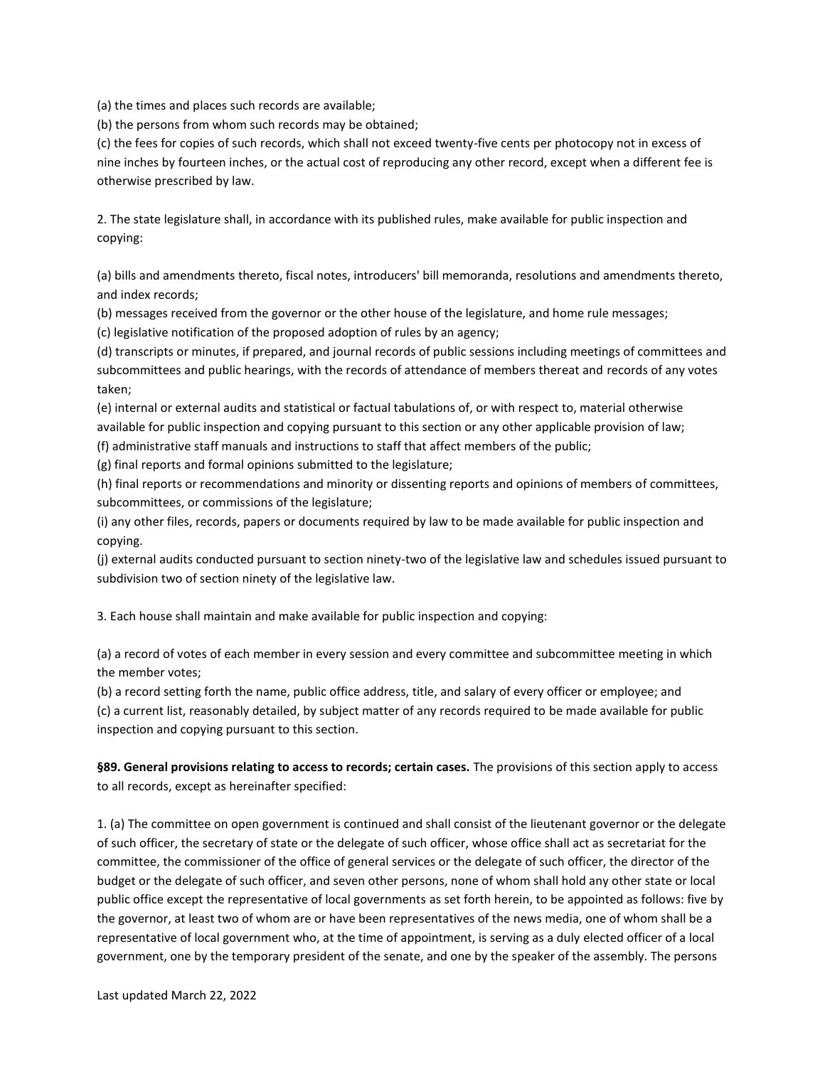(a) the times and places such records are available;
(b) the persons from whom such records may be obtained;
(c) the fees for copies of such records, which shall not exceed twenty-five cents per photocopy not in excess of nine inches by fourteen inches, or the actual cost of reproducing any other record, except when a different fee is otherwise prescribed by law.

2. The state legislature shall, in accordance with its published rules, make available for public inspection and copying:

(a) bills and amendments thereto, fiscal notes, introducers' bill memoranda, resolutions and amendments thereto, and index records;
(b) messages received from the governor or the other house of the legislature, and home rule messages;
(c) legislative notification of the proposed adoption of rules by an agency;
(d) transcripts or minutes, if prepared, and journal records of public sessions including meetings of committees and subcommittees and public hearings, with the records of attendance of members thereat and records of any votes taken;
(e) internal or external audits and statistical or factual tabulations of, or with respect to, material otherwise available for public inspection and copying pursuant to this section or any other applicable provision of law;
(f) administrative staff manuals and instructions to staff that affect members of the public;
(g) final reports and formal opinions submitted to the legislature;
(h) final reports or recommendations and minority or dissenting reports and opinions of members of committees, subcommittees, or commissions of the legislature;
(i) any other files, records, papers or documents required by law to be made available for public inspection and copying.
(j) external audits conducted pursuant to section ninety-two of the legislative law and schedules issued pursuant to subdivision two of section ninety of the legislative law.

3. Each house shall maintain and make available for public inspection and copying:

(a) a record of votes of each member in every session and every committee and subcommittee meeting in which the member votes;
(b) a record setting forth the name, public office address, title, and salary of every officer or employee; and
(c) a current list, reasonably detailed, by subject matter of any records required to be made available for public inspection and copying pursuant to this section.

**§89. General provisions relating to access to records; certain cases.** The provisions of this section apply to access to all records, except as hereinafter specified:

1. (a) The committee on open government is continued and shall consist of the lieutenant governor or the delegate of such officer, the secretary of state or the delegate of such officer, whose office shall act as secretariat for the committee, the commissioner of the office of general services or the delegate of such officer, the director of the budget or the delegate of such officer, and seven other persons, none of whom shall hold any other state or local public office except the representative of local governments as set forth herein, to be appointed as follows: five by the governor, at least two of whom are or have been representatives of the news media, one of whom shall be a representative of local government who, at the time of appointment, is serving as a duly elected officer of a local government, one by the temporary president of the senate, and one by the speaker of the assembly. The persons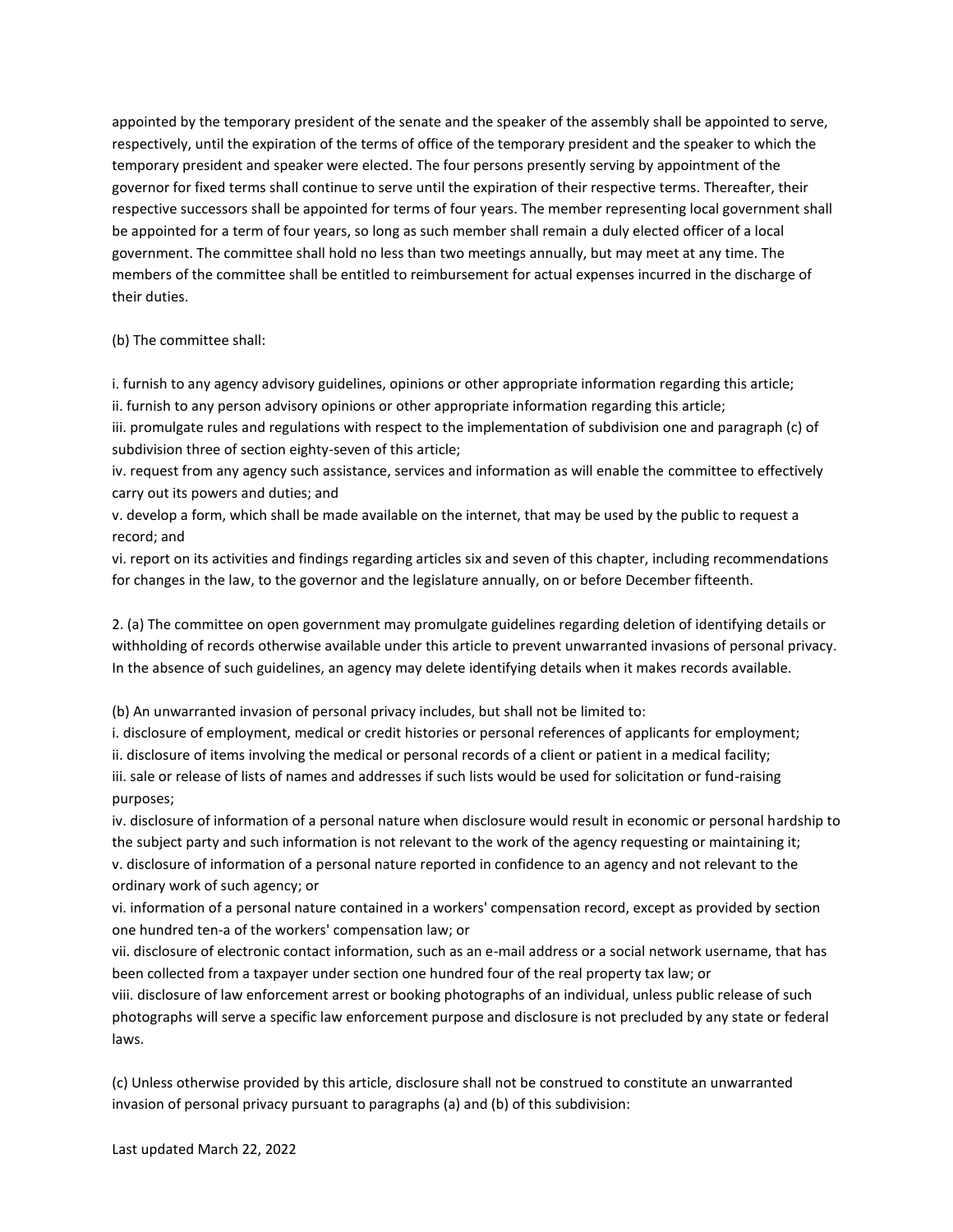appointed by the temporary president of the senate and the speaker of the assembly shall be appointed to serve, respectively, until the expiration of the terms of office of the temporary president and the speaker to which the temporary president and speaker were elected. The four persons presently serving by appointment of the governor for fixed terms shall continue to serve until the expiration of their respective terms. Thereafter, their respective successors shall be appointed for terms of four years. The member representing local government shall be appointed for a term of four years, so long as such member shall remain a duly elected officer of a local government. The committee shall hold no less than two meetings annually, but may meet at any time. The members of the committee shall be entitled to reimbursement for actual expenses incurred in the discharge of their duties.

(b) The committee shall:

i. furnish to any agency advisory guidelines, opinions or other appropriate information regarding this article;
ii. furnish to any person advisory opinions or other appropriate information regarding this article;
iii. promulgate rules and regulations with respect to the implementation of subdivision one and paragraph (c) of subdivision three of section eighty-seven of this article;
iv. request from any agency such assistance, services and information as will enable the committee to effectively carry out its powers and duties; and
v. develop a form, which shall be made available on the internet, that may be used by the public to request a record; and
vi. report on its activities and findings regarding articles six and seven of this chapter, including recommendations for changes in the law, to the governor and the legislature annually, on or before December fifteenth.

2. (a) The committee on open government may promulgate guidelines regarding deletion of identifying details or withholding of records otherwise available under this article to prevent unwarranted invasions of personal privacy. In the absence of such guidelines, an agency may delete identifying details when it makes records available.

(b) An unwarranted invasion of personal privacy includes, but shall not be limited to:
i. disclosure of employment, medical or credit histories or personal references of applicants for employment;
ii. disclosure of items involving the medical or personal records of a client or patient in a medical facility;
iii. sale or release of lists of names and addresses if such lists would be used for solicitation or fund-raising purposes;
iv. disclosure of information of a personal nature when disclosure would result in economic or personal hardship to the subject party and such information is not relevant to the work of the agency requesting or maintaining it;
v. disclosure of information of a personal nature reported in confidence to an agency and not relevant to the ordinary work of such agency; or
vi. information of a personal nature contained in a workers' compensation record, except as provided by section one hundred ten-a of the workers' compensation law; or
vii. disclosure of electronic contact information, such as an e-mail address or a social network username, that has been collected from a taxpayer under section one hundred four of the real property tax law; or
viii. disclosure of law enforcement arrest or booking photographs of an individual, unless public release of such photographs will serve a specific law enforcement purpose and disclosure is not precluded by any state or federal laws.

(c) Unless otherwise provided by this article, disclosure shall not be construed to constitute an unwarranted invasion of personal privacy pursuant to paragraphs (a) and (b) of this subdivision:

Last updated March 22, 2022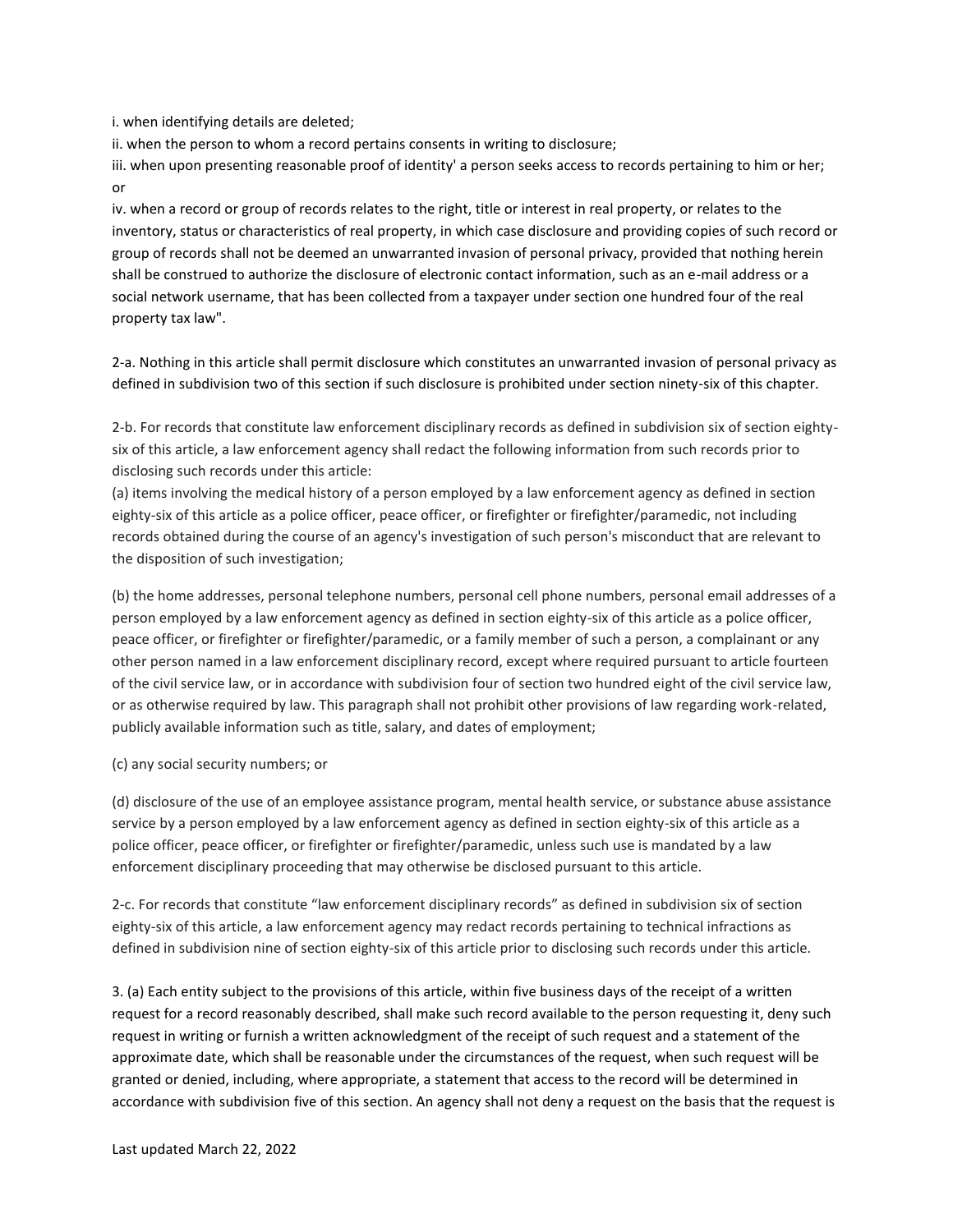i. when identifying details are deleted;
ii. when the person to whom a record pertains consents in writing to disclosure;
iii. when upon presenting reasonable proof of identity' a person seeks access to records pertaining to him or her; or
iv. when a record or group of records relates to the right, title or interest in real property, or relates to the inventory, status or characteristics of real property, in which case disclosure and providing copies of such record or group of records shall not be deemed an unwarranted invasion of personal privacy, provided that nothing herein shall be construed to authorize the disclosure of electronic contact information, such as an e-mail address or a social network username, that has been collected from a taxpayer under section one hundred four of the real property tax law".

2-a. Nothing in this article shall permit disclosure which constitutes an unwarranted invasion of personal privacy as defined in subdivision two of this section if such disclosure is prohibited under section ninety-six of this chapter.

2-b. For records that constitute law enforcement disciplinary records as defined in subdivision six of section eighty-six of this article, a law enforcement agency shall redact the following information from such records prior to disclosing such records under this article:
(a) items involving the medical history of a person employed by a law enforcement agency as defined in section eighty-six of this article as a police officer, peace officer, or firefighter or firefighter/paramedic, not including records obtained during the course of an agency's investigation of such person's misconduct that are relevant to the disposition of such investigation;

(b) the home addresses, personal telephone numbers, personal cell phone numbers, personal email addresses of a person employed by a law enforcement agency as defined in section eighty-six of this article as a police officer, peace officer, or firefighter or firefighter/paramedic, or a family member of such a person, a complainant or any other person named in a law enforcement disciplinary record, except where required pursuant to article fourteen of the civil service law, or in accordance with subdivision four of section two hundred eight of the civil service law, or as otherwise required by law. This paragraph shall not prohibit other provisions of law regarding work-related, publicly available information such as title, salary, and dates of employment;

(c) any social security numbers; or

(d) disclosure of the use of an employee assistance program, mental health service, or substance abuse assistance service by a person employed by a law enforcement agency as defined in section eighty-six of this article as a police officer, peace officer, or firefighter or firefighter/paramedic, unless such use is mandated by a law enforcement disciplinary proceeding that may otherwise be disclosed pursuant to this article.

2-c. For records that constitute "law enforcement disciplinary records" as defined in subdivision six of section eighty-six of this article, a law enforcement agency may redact records pertaining to technical infractions as defined in subdivision nine of section eighty-six of this article prior to disclosing such records under this article.

3. (a) Each entity subject to the provisions of this article, within five business days of the receipt of a written request for a record reasonably described, shall make such record available to the person requesting it, deny such request in writing or furnish a written acknowledgment of the receipt of such request and a statement of the approximate date, which shall be reasonable under the circumstances of the request, when such request will be granted or denied, including, where appropriate, a statement that access to the record will be determined in accordance with subdivision five of this section. An agency shall not deny a request on the basis that the request is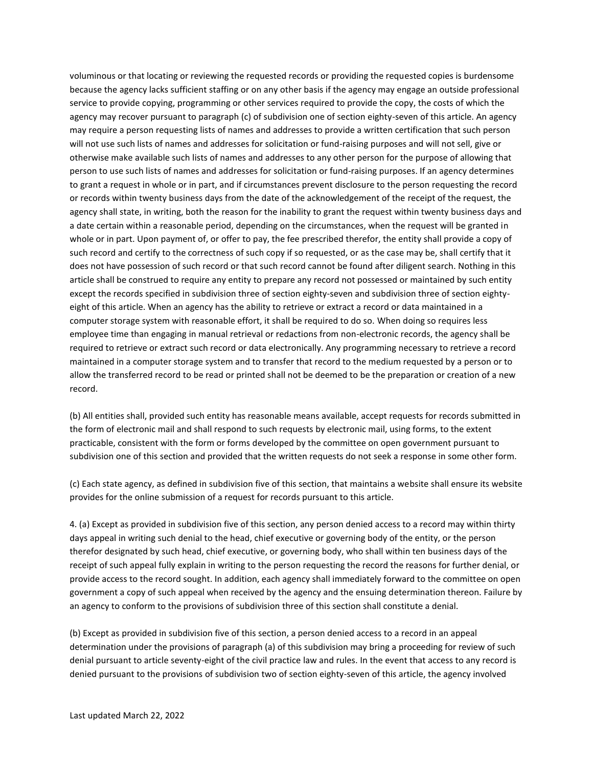voluminous or that locating or reviewing the requested records or providing the requested copies is burdensome because the agency lacks sufficient staffing or on any other basis if the agency may engage an outside professional service to provide copying, programming or other services required to provide the copy, the costs of which the agency may recover pursuant to paragraph (c) of subdivision one of section eighty-seven of this article. An agency may require a person requesting lists of names and addresses to provide a written certification that such person will not use such lists of names and addresses for solicitation or fund-raising purposes and will not sell, give or otherwise make available such lists of names and addresses to any other person for the purpose of allowing that person to use such lists of names and addresses for solicitation or fund-raising purposes. If an agency determines to grant a request in whole or in part, and if circumstances prevent disclosure to the person requesting the record or records within twenty business days from the date of the acknowledgement of the receipt of the request, the agency shall state, in writing, both the reason for the inability to grant the request within twenty business days and a date certain within a reasonable period, depending on the circumstances, when the request will be granted in whole or in part. Upon payment of, or offer to pay, the fee prescribed therefor, the entity shall provide a copy of such record and certify to the correctness of such copy if so requested, or as the case may be, shall certify that it does not have possession of such record or that such record cannot be found after diligent search. Nothing in this article shall be construed to require any entity to prepare any record not possessed or maintained by such entity except the records specified in subdivision three of section eighty-seven and subdivision three of section eighty-eight of this article. When an agency has the ability to retrieve or extract a record or data maintained in a computer storage system with reasonable effort, it shall be required to do so. When doing so requires less employee time than engaging in manual retrieval or redactions from non-electronic records, the agency shall be required to retrieve or extract such record or data electronically. Any programming necessary to retrieve a record maintained in a computer storage system and to transfer that record to the medium requested by a person or to allow the transferred record to be read or printed shall not be deemed to be the preparation or creation of a new record.

(b) All entities shall, provided such entity has reasonable means available, accept requests for records submitted in the form of electronic mail and shall respond to such requests by electronic mail, using forms, to the extent practicable, consistent with the form or forms developed by the committee on open government pursuant to subdivision one of this section and provided that the written requests do not seek a response in some other form.

(c) Each state agency, as defined in subdivision five of this section, that maintains a website shall ensure its website provides for the online submission of a request for records pursuant to this article.

4. (a) Except as provided in subdivision five of this section, any person denied access to a record may within thirty days appeal in writing such denial to the head, chief executive or governing body of the entity, or the person therefor designated by such head, chief executive, or governing body, who shall within ten business days of the receipt of such appeal fully explain in writing to the person requesting the record the reasons for further denial, or provide access to the record sought. In addition, each agency shall immediately forward to the committee on open government a copy of such appeal when received by the agency and the ensuing determination thereon. Failure by an agency to conform to the provisions of subdivision three of this section shall constitute a denial.

(b) Except as provided in subdivision five of this section, a person denied access to a record in an appeal determination under the provisions of paragraph (a) of this subdivision may bring a proceeding for review of such denial pursuant to article seventy-eight of the civil practice law and rules. In the event that access to any record is denied pursuant to the provisions of subdivision two of section eighty-seven of this article, the agency involved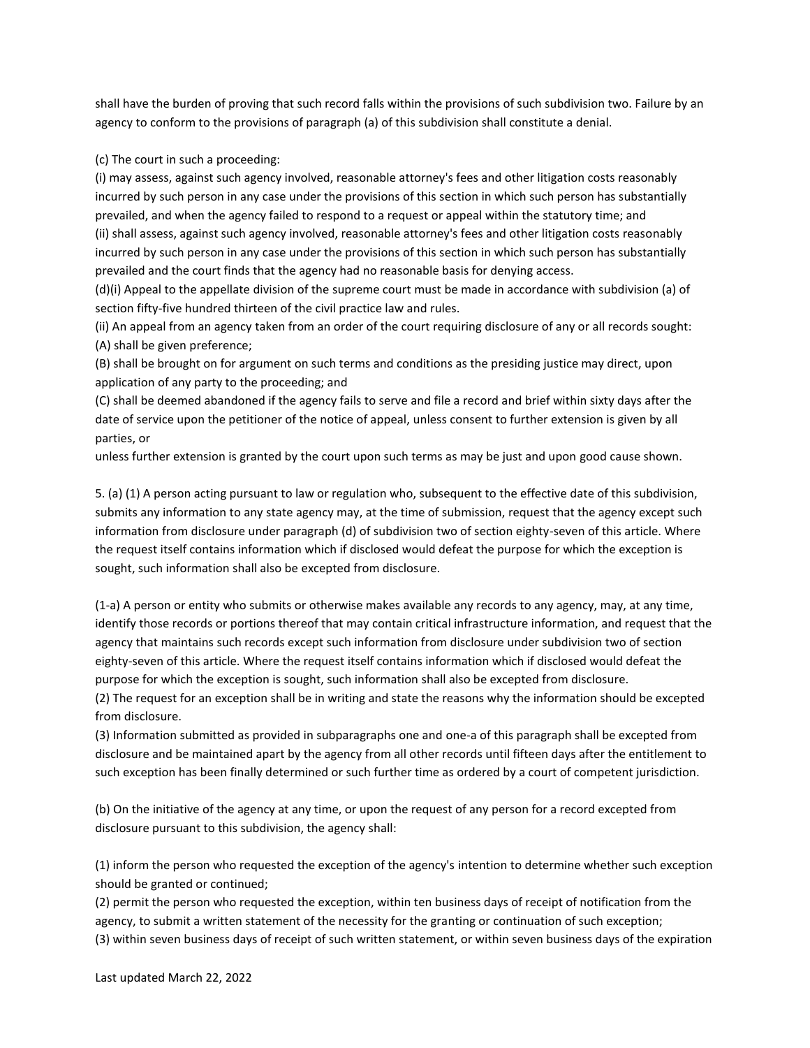shall have the burden of proving that such record falls within the provisions of such subdivision two. Failure by an agency to conform to the provisions of paragraph (a) of this subdivision shall constitute a denial.

(c) The court in such a proceeding:
(i) may assess, against such agency involved, reasonable attorney's fees and other litigation costs reasonably incurred by such person in any case under the provisions of this section in which such person has substantially prevailed, and when the agency failed to respond to a request or appeal within the statutory time; and
(ii) shall assess, against such agency involved, reasonable attorney's fees and other litigation costs reasonably incurred by such person in any case under the provisions of this section in which such person has substantially prevailed and the court finds that the agency had no reasonable basis for denying access.
(d)(i) Appeal to the appellate division of the supreme court must be made in accordance with subdivision (a) of section fifty-five hundred thirteen of the civil practice law and rules.
(ii) An appeal from an agency taken from an order of the court requiring disclosure of any or all records sought:
(A) shall be given preference;
(B) shall be brought on for argument on such terms and conditions as the presiding justice may direct, upon application of any party to the proceeding; and
(C) shall be deemed abandoned if the agency fails to serve and file a record and brief within sixty days after the date of service upon the petitioner of the notice of appeal, unless consent to further extension is given by all parties, or
unless further extension is granted by the court upon such terms as may be just and upon good cause shown.

5. (a) (1) A person acting pursuant to law or regulation who, subsequent to the effective date of this subdivision, submits any information to any state agency may, at the time of submission, request that the agency except such information from disclosure under paragraph (d) of subdivision two of section eighty-seven of this article. Where the request itself contains information which if disclosed would defeat the purpose for which the exception is sought, such information shall also be excepted from disclosure.

(1-a) A person or entity who submits or otherwise makes available any records to any agency, may, at any time, identify those records or portions thereof that may contain critical infrastructure information, and request that the agency that maintains such records except such information from disclosure under subdivision two of section eighty-seven of this article. Where the request itself contains information which if disclosed would defeat the purpose for which the exception is sought, such information shall also be excepted from disclosure.
(2) The request for an exception shall be in writing and state the reasons why the information should be excepted from disclosure.
(3) Information submitted as provided in subparagraphs one and one-a of this paragraph shall be excepted from disclosure and be maintained apart by the agency from all other records until fifteen days after the entitlement to such exception has been finally determined or such further time as ordered by a court of competent jurisdiction.

(b) On the initiative of the agency at any time, or upon the request of any person for a record excepted from disclosure pursuant to this subdivision, the agency shall:

(1) inform the person who requested the exception of the agency's intention to determine whether such exception should be granted or continued;
(2) permit the person who requested the exception, within ten business days of receipt of notification from the agency, to submit a written statement of the necessity for the granting or continuation of such exception;
(3) within seven business days of receipt of such written statement, or within seven business days of the expiration

Last updated March 22, 2022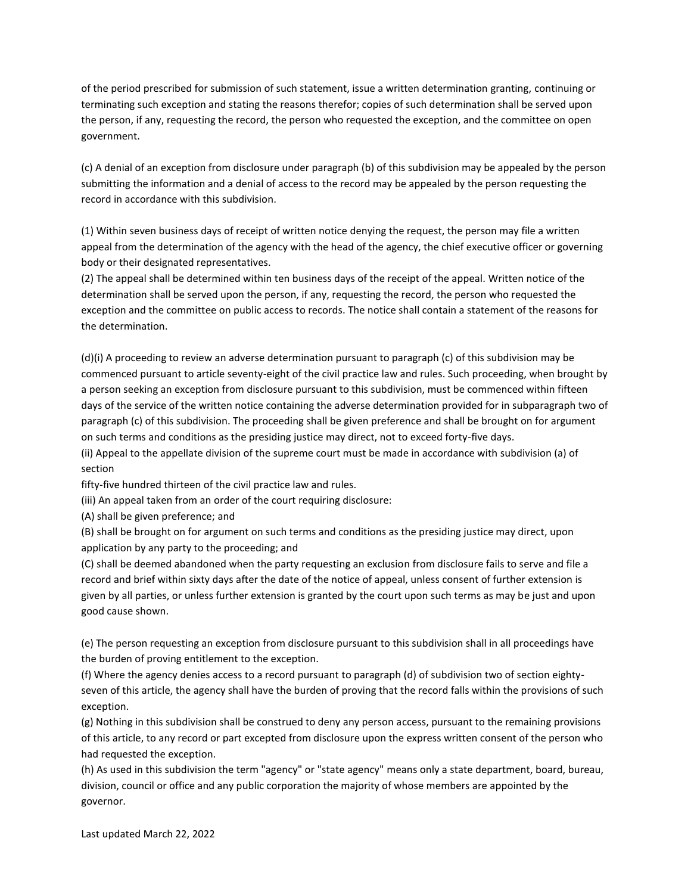of the period prescribed for submission of such statement, issue a written determination granting, continuing or terminating such exception and stating the reasons therefor; copies of such determination shall be served upon the person, if any, requesting the record, the person who requested the exception, and the committee on open government.

(c) A denial of an exception from disclosure under paragraph (b) of this subdivision may be appealed by the person submitting the information and a denial of access to the record may be appealed by the person requesting the record in accordance with this subdivision.

(1) Within seven business days of receipt of written notice denying the request, the person may file a written appeal from the determination of the agency with the head of the agency, the chief executive officer or governing body or their designated representatives.
(2) The appeal shall be determined within ten business days of the receipt of the appeal. Written notice of the determination shall be served upon the person, if any, requesting the record, the person who requested the exception and the committee on public access to records. The notice shall contain a statement of the reasons for the determination.

(d)(i) A proceeding to review an adverse determination pursuant to paragraph (c) of this subdivision may be commenced pursuant to article seventy-eight of the civil practice law and rules. Such proceeding, when brought by a person seeking an exception from disclosure pursuant to this subdivision, must be commenced within fifteen days of the service of the written notice containing the adverse determination provided for in subparagraph two of paragraph (c) of this subdivision. The proceeding shall be given preference and shall be brought on for argument on such terms and conditions as the presiding justice may direct, not to exceed forty-five days.
(ii) Appeal to the appellate division of the supreme court must be made in accordance with subdivision (a) of section
fifty-five hundred thirteen of the civil practice law and rules.
(iii) An appeal taken from an order of the court requiring disclosure:
(A) shall be given preference; and
(B) shall be brought on for argument on such terms and conditions as the presiding justice may direct, upon application by any party to the proceeding; and
(C) shall be deemed abandoned when the party requesting an exclusion from disclosure fails to serve and file a record and brief within sixty days after the date of the notice of appeal, unless consent of further extension is given by all parties, or unless further extension is granted by the court upon such terms as may be just and upon good cause shown.

(e) The person requesting an exception from disclosure pursuant to this subdivision shall in all proceedings have the burden of proving entitlement to the exception.
(f) Where the agency denies access to a record pursuant to paragraph (d) of subdivision two of section eighty-seven of this article, the agency shall have the burden of proving that the record falls within the provisions of such exception.
(g) Nothing in this subdivision shall be construed to deny any person access, pursuant to the remaining provisions of this article, to any record or part excepted from disclosure upon the express written consent of the person who had requested the exception.
(h) As used in this subdivision the term "agency" or "state agency" means only a state department, board, bureau, division, council or office and any public corporation the majority of whose members are appointed by the governor.

Last updated March 22, 2022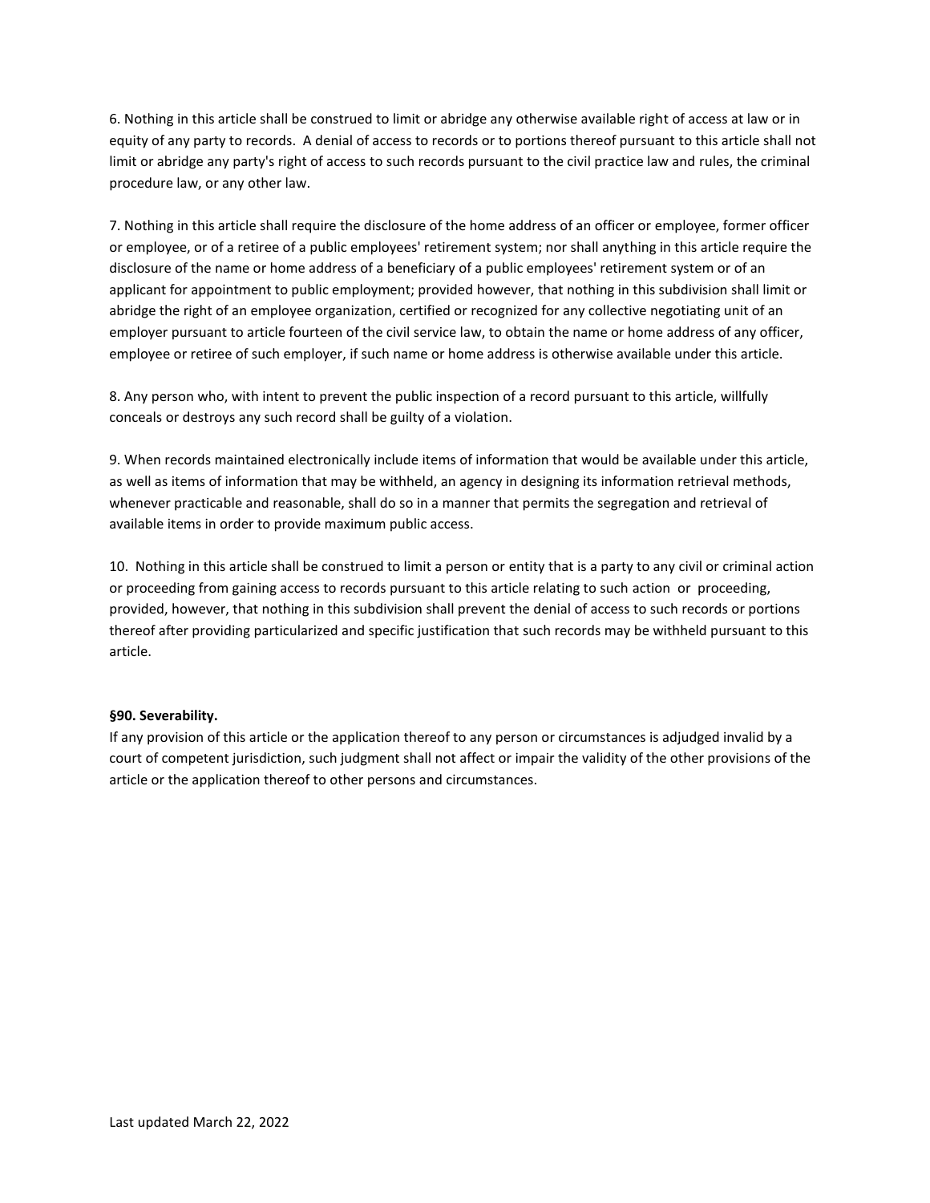6. Nothing in this article shall be construed to limit or abridge any otherwise available right of access at law or in equity of any party to records. A denial of access to records or to portions thereof pursuant to this article shall not limit or abridge any party's right of access to such records pursuant to the civil practice law and rules, the criminal procedure law, or any other law.

7. Nothing in this article shall require the disclosure of the home address of an officer or employee, former officer or employee, or of a retiree of a public employees' retirement system; nor shall anything in this article require the disclosure of the name or home address of a beneficiary of a public employees' retirement system or of an applicant for appointment to public employment; provided however, that nothing in this subdivision shall limit or abridge the right of an employee organization, certified or recognized for any collective negotiating unit of an employer pursuant to article fourteen of the civil service law, to obtain the name or home address of any officer, employee or retiree of such employer, if such name or home address is otherwise available under this article.

8. Any person who, with intent to prevent the public inspection of a record pursuant to this article, willfully conceals or destroys any such record shall be guilty of a violation.

9. When records maintained electronically include items of information that would be available under this article, as well as items of information that may be withheld, an agency in designing its information retrieval methods, whenever practicable and reasonable, shall do so in a manner that permits the segregation and retrieval of available items in order to provide maximum public access.

10. Nothing in this article shall be construed to limit a person or entity that is a party to any civil or criminal action or proceeding from gaining access to records pursuant to this article relating to such action or proceeding, provided, however, that nothing in this subdivision shall prevent the denial of access to such records or portions thereof after providing particularized and specific justification that such records may be withheld pursuant to this article.

**§90. Severability.**

If any provision of this article or the application thereof to any person or circumstances is adjudged invalid by a court of competent jurisdiction, such judgment shall not affect or impair the validity of the other provisions of the article or the application thereof to other persons and circumstances.

Last updated March 22, 2022